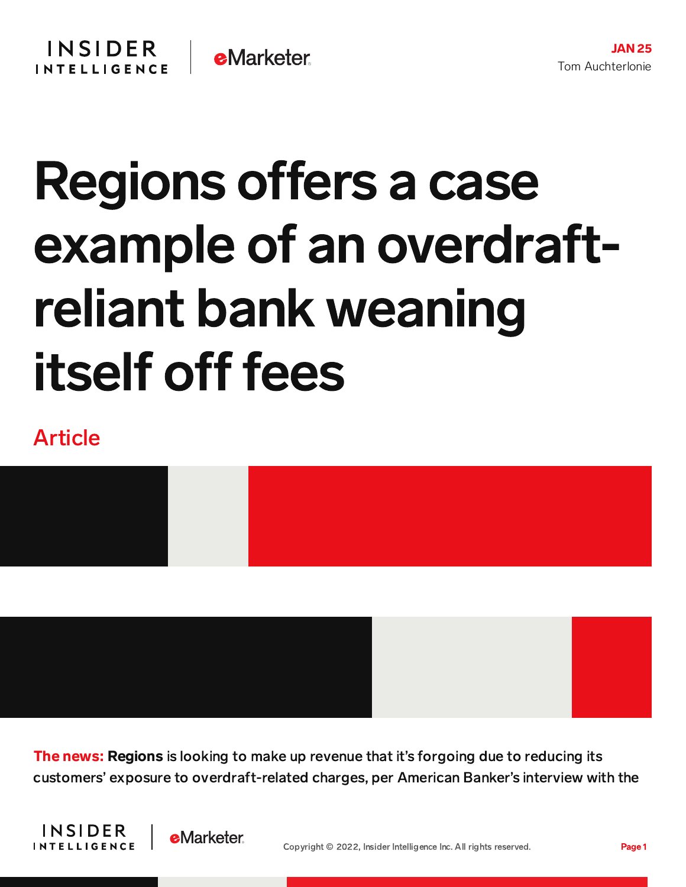JAN 25
Tom Auchterlonie

# Regions offers a case example of an overdraft-reliant bank weaning itself off fees

Article

**The news:** **Regions** is looking to make up revenue that it's forgoing due to reducing its customers' exposure to overdraft-related charges, per American Banker's interview with the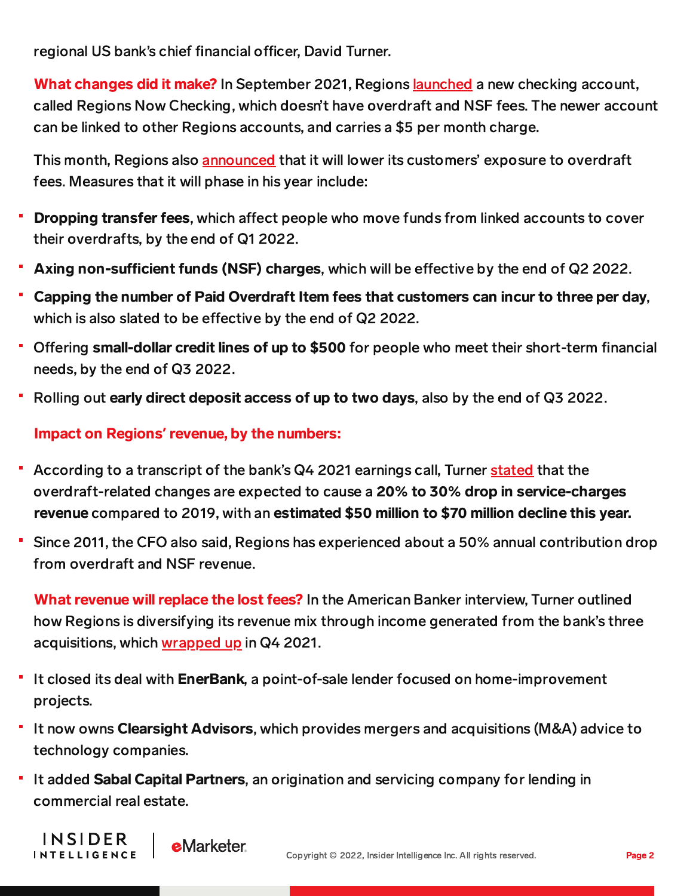regional US bank's chief financial officer, David Turner.

**What changes did it make?** In September 2021, Regions launched a new checking account, called Regions Now Checking, which doesn't have overdraft and NSF fees. The newer account can be linked to other Regions accounts, and carries a $5 per month charge.

This month, Regions also announced that it will lower its customers' exposure to overdraft fees. Measures that it will phase in his year include:

- **Dropping transfer fees**, which affect people who move funds from linked accounts to cover their overdrafts, by the end of Q1 2022.
- **Axing non-sufficient funds (NSF) charges**, which will be effective by the end of Q2 2022.
- **Capping the number of Paid Overdraft Item fees that customers can incur to three per day**, which is also slated to be effective by the end of Q2 2022.
- Offering **small-dollar credit lines of up to $500** for people who meet their short-term financial needs, by the end of Q3 2022.
- Rolling out **early direct deposit access of up to two days**, also by the end of Q3 2022.

**Impact on Regions' revenue, by the numbers:**

- According to a transcript of the bank's Q4 2021 earnings call, Turner stated that the overdraft-related changes are expected to cause a **20% to 30% drop in service-charges revenue** compared to 2019, with an **estimated $50 million to $70 million decline this year.**
- Since 2011, the CFO also said, Regions has experienced about a 50% annual contribution drop from overdraft and NSF revenue.

**What revenue will replace the lost fees?** In the American Banker interview, Turner outlined how Regions is diversifying its revenue mix through income generated from the bank's three acquisitions, which wrapped up in Q4 2021.

- It closed its deal with **EnerBank**, a point-of-sale lender focused on home-improvement projects.
- It now owns **Clearsight Advisors**, which provides mergers and acquisitions (M&A) advice to technology companies.
- It added **Sabal Capital Partners**, an origination and servicing company for lending in commercial real estate.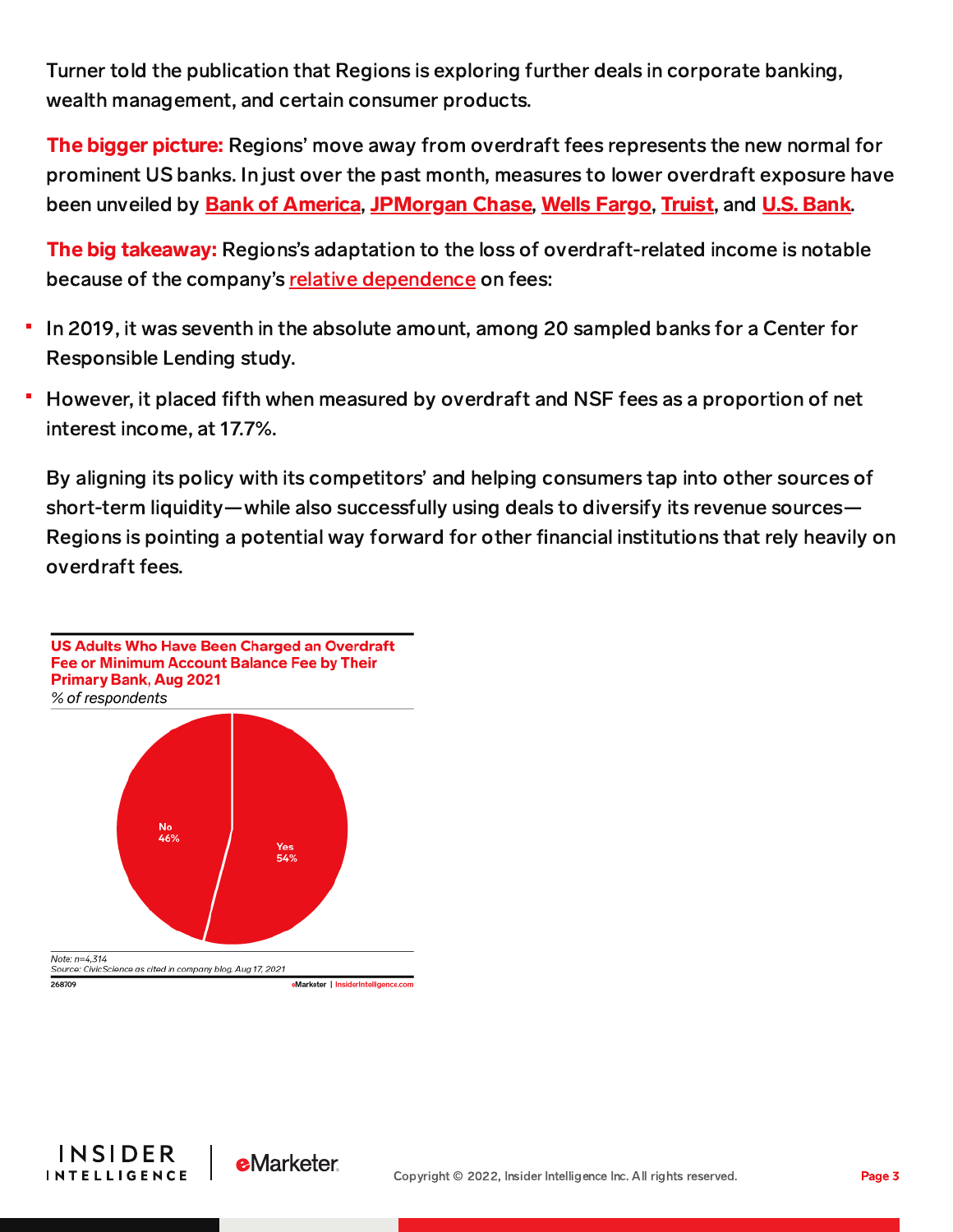Turner told the publication that Regions is exploring further deals in corporate banking, wealth management, and certain consumer products.

**The bigger picture:** Regions' move away from overdraft fees represents the new normal for prominent US banks. In just over the past month, measures to lower overdraft exposure have been unveiled by **Bank of America**, **JPMorgan Chase**, **Wells Fargo**, **Truist**, and **U.S. Bank**.

**The big takeaway:** Regions's adaptation to the loss of overdraft-related income is notable because of the company's relative dependence on fees:

- In 2019, it was seventh in the absolute amount, among 20 sampled banks for a Center for Responsible Lending study.
- However, it placed fifth when measured by overdraft and NSF fees as a proportion of net interest income, at 17.7%.

By aligning its policy with its competitors' and helping consumers tap into other sources of short-term liquidity—while also successfully using deals to diversify its revenue sources—Regions is pointing a potential way forward for other financial institutions that rely heavily on overdraft fees.

**US Adults Who Have Been Charged an Overdraft Fee or Minimum Account Balance Fee by Their Primary Bank, Aug 2021**

*% of respondents*

No
46%

Yes
54%

Note: n=4,314
Source: CivicScience as cited in company blog, Aug 17, 2021
268709

eMarketer | InsiderIntelligence.com